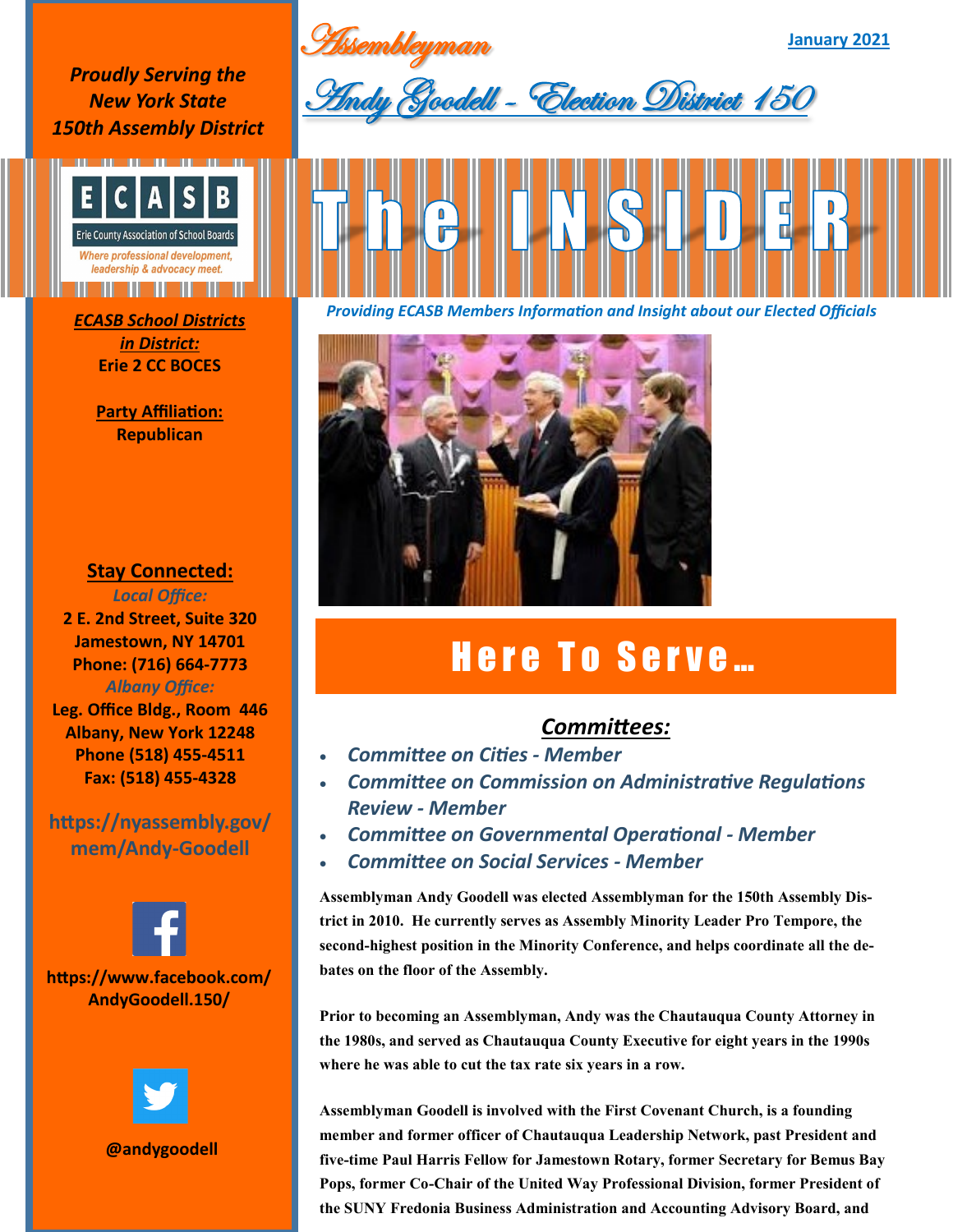# Assemblyman

# Andy Goodell - Election District 150

January 2021

*Proudly Serving the New York State 150th Assembly District*

ECASB
Erie County Association of School Boards
*Where professional development, leadership & advocacy meet.*

# The INSIDER

*Providing ECASB Members Information and Insight about our Elected Officials*

**ECASB School Districts in District:**
**Erie 2 CC BOCES**

**Party Affiliation:**
**Republican**

## Stay Connected:

*Local Office:*
**2 E. 2nd Street, Suite 320**
**Jamestown, NY 14701**
**Phone: (716) 664-7773**

*Albany Office:*
**Leg. Office Bldg., Room 446**
**Albany, New York 12248**
**Phone (518) 455-4511**
**Fax: (518) 455-4328**

**https://nyassembly.gov/mem/Andy-Goodell**

**https://www.facebook.com/AndyGoodell.150/**

**@andygoodell**

## Here To Serve...

### Committees:

- *Committee on Cities - Member*
- *Committee on Commission on Administrative Regulations Review - Member*
- *Committee on Governmental Operational - Member*
- *Committee on Social Services - Member*

**Assemblyman Andy Goodell was elected Assemblyman for the 150th Assembly District in 2010. He currently serves as Assembly Minority Leader Pro Tempore, the second-highest position in the Minority Conference, and helps coordinate all the debates on the floor of the Assembly.**

**Prior to becoming an Assemblyman, Andy was the Chautauqua County Attorney in the 1980s, and served as Chautauqua County Executive for eight years in the 1990s where he was able to cut the tax rate six years in a row.**

**Assemblyman Goodell is involved with the First Covenant Church, is a founding member and former officer of Chautauqua Leadership Network, past President and five-time Paul Harris Fellow for Jamestown Rotary, former Secretary for Bemus Bay Pops, former Co-Chair of the United Way Professional Division, former President of the SUNY Fredonia Business Administration and Accounting Advisory Board, and**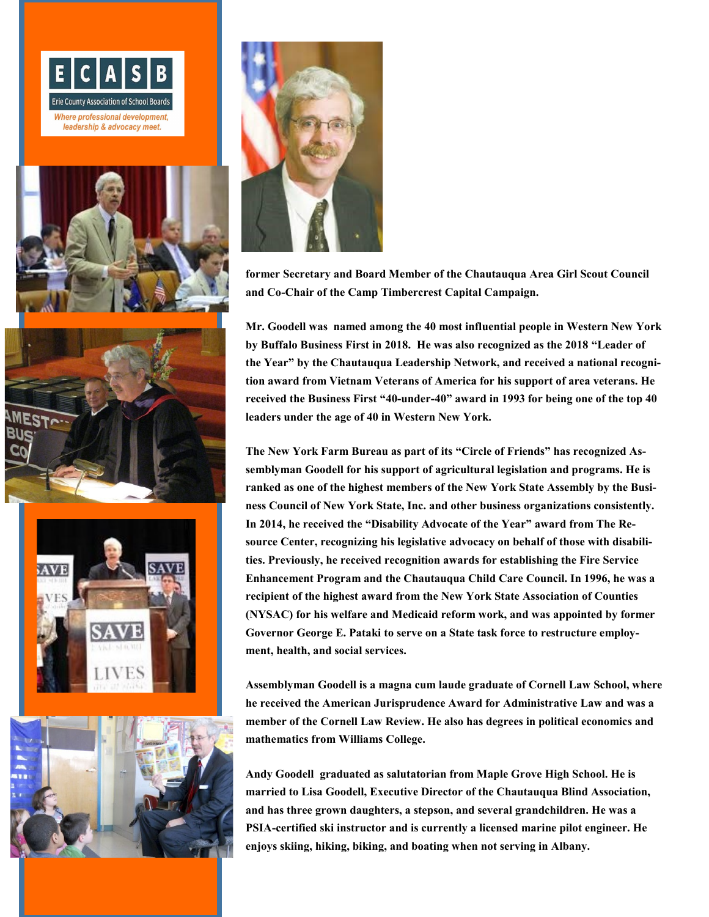**ECASB**

**Erie County Association of School Boards**

*Where professional development, leadership & advocacy meet.*

former Secretary and Board Member of the Chautauqua Area Girl Scout Council and Co-Chair of the Camp Timbercrest Capital Campaign.

Mr. Goodell was named among the 40 most influential people in Western New York by Buffalo Business First in 2018. He was also recognized as the 2018 "Leader of the Year" by the Chautauqua Leadership Network, and received a national recognition award from Vietnam Veterans of America for his support of area veterans. He received the Business First "40-under-40" award in 1993 for being one of the top 40 leaders under the age of 40 in Western New York.

The New York Farm Bureau as part of its "Circle of Friends" has recognized Assemblyman Goodell for his support of agricultural legislation and programs. He is ranked as one of the highest members of the New York State Assembly by the Business Council of New York State, Inc. and other business organizations consistently. In 2014, he received the "Disability Advocate of the Year" award from The Resource Center, recognizing his legislative advocacy on behalf of those with disabilities. Previously, he received recognition awards for establishing the Fire Service Enhancement Program and the Chautauqua Child Care Council. In 1996, he was a recipient of the highest award from the New York State Association of Counties (NYSAC) for his welfare and Medicaid reform work, and was appointed by former Governor George E. Pataki to serve on a State task force to restructure employment, health, and social services.

Assemblyman Goodell is a magna cum laude graduate of Cornell Law School, where he received the American Jurisprudence Award for Administrative Law and was a member of the Cornell Law Review. He also has degrees in political economics and mathematics from Williams College.

Andy Goodell graduated as salutatorian from Maple Grove High School. He is married to Lisa Goodell, Executive Director of the Chautauqua Blind Association, and has three grown daughters, a stepson, and several grandchildren. He was a PSIA-certified ski instructor and is currently a licensed marine pilot engineer. He enjoys skiing, hiking, biking, and boating when not serving in Albany.